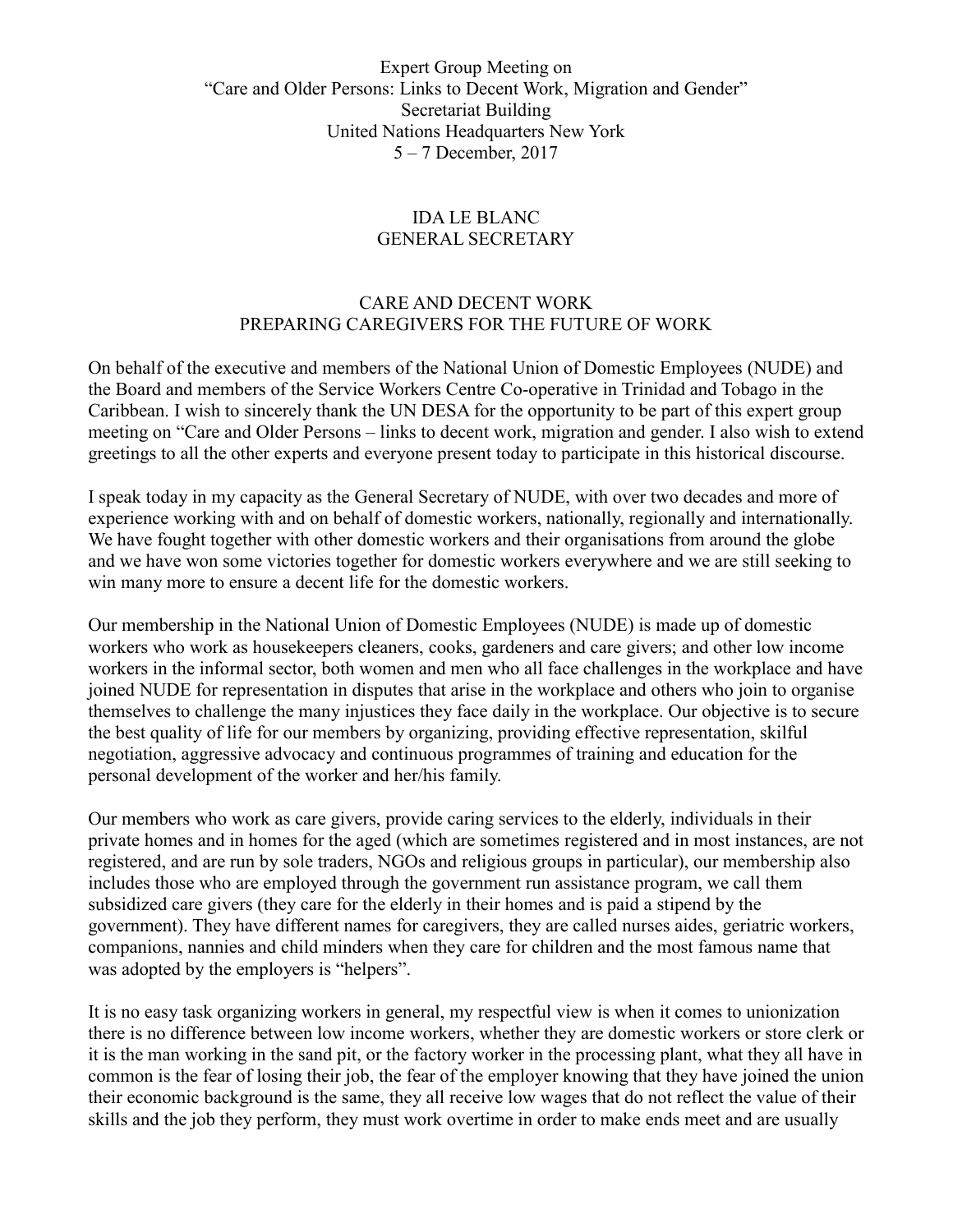Expert Group Meeting on
"Care and Older Persons: Links to Decent Work, Migration and Gender"
Secretariat Building
United Nations Headquarters New York
5 – 7 December, 2017

IDA LE BLANC
GENERAL SECRETARY

# CARE AND DECENT WORK
## PREPARING CAREGIVERS FOR THE FUTURE OF WORK

On behalf of the executive and members of the National Union of Domestic Employees (NUDE) and the Board and members of the Service Workers Centre Co-operative in Trinidad and Tobago in the Caribbean. I wish to sincerely thank the UN DESA for the opportunity to be part of this expert group meeting on "Care and Older Persons – links to decent work, migration and gender. I also wish to extend greetings to all the other experts and everyone present today to participate in this historical discourse.

I speak today in my capacity as the General Secretary of NUDE, with over two decades and more of experience working with and on behalf of domestic workers, nationally, regionally and internationally. We have fought together with other domestic workers and their organisations from around the globe and we have won some victories together for domestic workers everywhere and we are still seeking to win many more to ensure a decent life for the domestic workers.

Our membership in the National Union of Domestic Employees (NUDE) is made up of domestic workers who work as housekeepers cleaners, cooks, gardeners and care givers; and other low income workers in the informal sector, both women and men who all face challenges in the workplace and have joined NUDE for representation in disputes that arise in the workplace and others who join to organise themselves to challenge the many injustices they face daily in the workplace. Our objective is to secure the best quality of life for our members by organizing, providing effective representation, skilful negotiation, aggressive advocacy and continuous programmes of training and education for the personal development of the worker and her/his family.

Our members who work as care givers, provide caring services to the elderly, individuals in their private homes and in homes for the aged (which are sometimes registered and in most instances, are not registered, and are run by sole traders, NGOs and religious groups in particular), our membership also includes those who are employed through the government run assistance program, we call them subsidized care givers (they care for the elderly in their homes and is paid a stipend by the government). They have different names for caregivers, they are called nurses aides, geriatric workers, companions, nannies and child minders when they care for children and the most famous name that was adopted by the employers is "helpers".

It is no easy task organizing workers in general, my respectful view is when it comes to unionization there is no difference between low income workers, whether they are domestic workers or store clerk or it is the man working in the sand pit, or the factory worker in the processing plant, what they all have in common is the fear of losing their job, the fear of the employer knowing that they have joined the union their economic background is the same, they all receive low wages that do not reflect the value of their skills and the job they perform, they must work overtime in order to make ends meet and are usually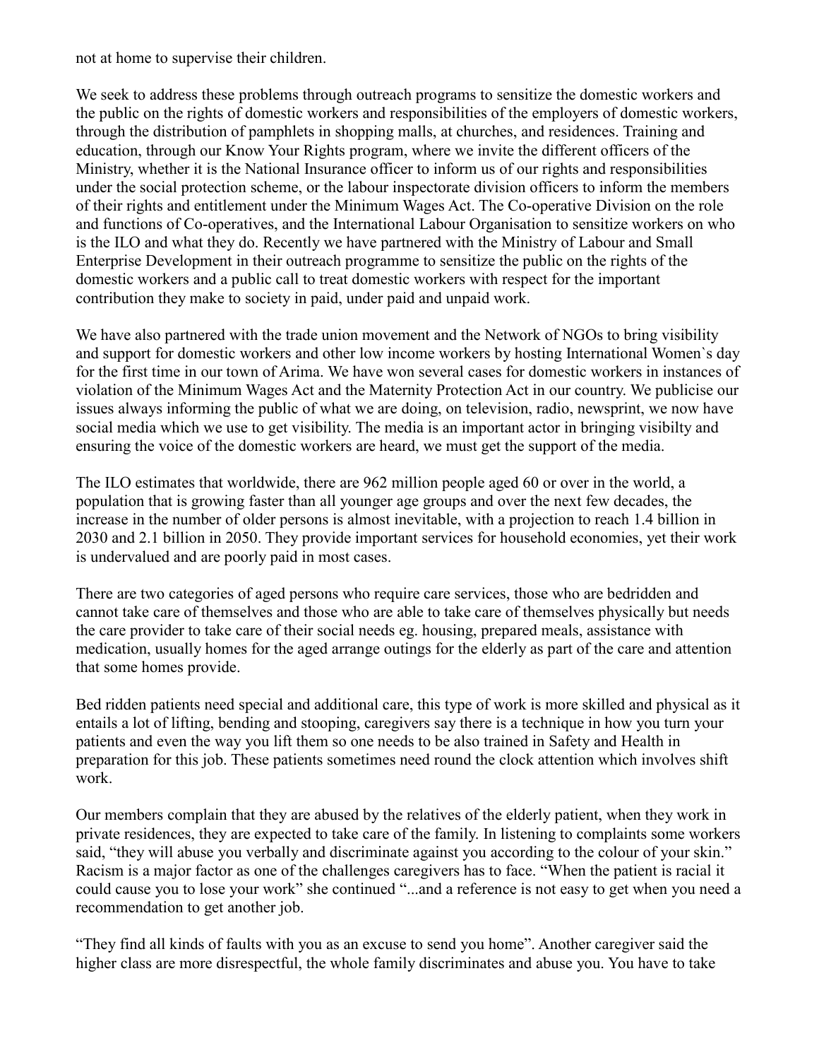not at home to supervise their children.

We seek to address these problems through outreach programs to sensitize the domestic workers and the public on the rights of domestic workers and responsibilities of the employers of domestic workers, through the distribution of pamphlets in shopping malls, at churches, and residences. Training and education, through our Know Your Rights program, where we invite the different officers of the Ministry, whether it is the National Insurance officer to inform us of our rights and responsibilities under the social protection scheme, or the labour inspectorate division officers to inform the members of their rights and entitlement under the Minimum Wages Act. The Co-operative Division on the role and functions of Co-operatives, and the International Labour Organisation to sensitize workers on who is the ILO and what they do. Recently we have partnered with the Ministry of Labour and Small Enterprise Development in their outreach programme to sensitize the public on the rights of the domestic workers and a public call to treat domestic workers with respect for the important contribution they make to society in paid, under paid and unpaid work.

We have also partnered with the trade union movement and the Network of NGOs to bring visibility and support for domestic workers and other low income workers by hosting International Women`s day for the first time in our town of Arima. We have won several cases for domestic workers in instances of violation of the Minimum Wages Act and the Maternity Protection Act in our country. We publicise our issues always informing the public of what we are doing, on television, radio, newsprint, we now have social media which we use to get visibility. The media is an important actor in bringing visibilty and ensuring the voice of the domestic workers are heard, we must get the support of the media.

The ILO estimates that worldwide, there are 962 million people aged 60 or over in the world, a population that is growing faster than all younger age groups and over the next few decades, the increase in the number of older persons is almost inevitable, with a projection to reach 1.4 billion in 2030 and 2.1 billion in 2050. They provide important services for household economies, yet their work is undervalued and are poorly paid in most cases.

There are two categories of aged persons who require care services, those who are bedridden and cannot take care of themselves and those who are able to take care of themselves physically but needs the care provider to take care of their social needs eg. housing, prepared meals, assistance with medication, usually homes for the aged arrange outings for the elderly as part of the care and attention that some homes provide.

Bed ridden patients need special and additional care, this type of work is more skilled and physical as it entails a lot of lifting, bending and stooping, caregivers say there is a technique in how you turn your patients and even the way you lift them so one needs to be also trained in Safety and Health in preparation for this job. These patients sometimes need round the clock attention which involves shift work.

Our members complain that they are abused by the relatives of the elderly patient, when they work in private residences, they are expected to take care of the family. In listening to complaints some workers said, "they will abuse you verbally and discriminate against you according to the colour of your skin." Racism is a major factor as one of the challenges caregivers has to face. "When the patient is racial it could cause you to lose your work" she continued "...and a reference is not easy to get when you need a recommendation to get another job.

"They find all kinds of faults with you as an excuse to send you home". Another caregiver said the higher class are more disrespectful, the whole family discriminates and abuse you. You have to take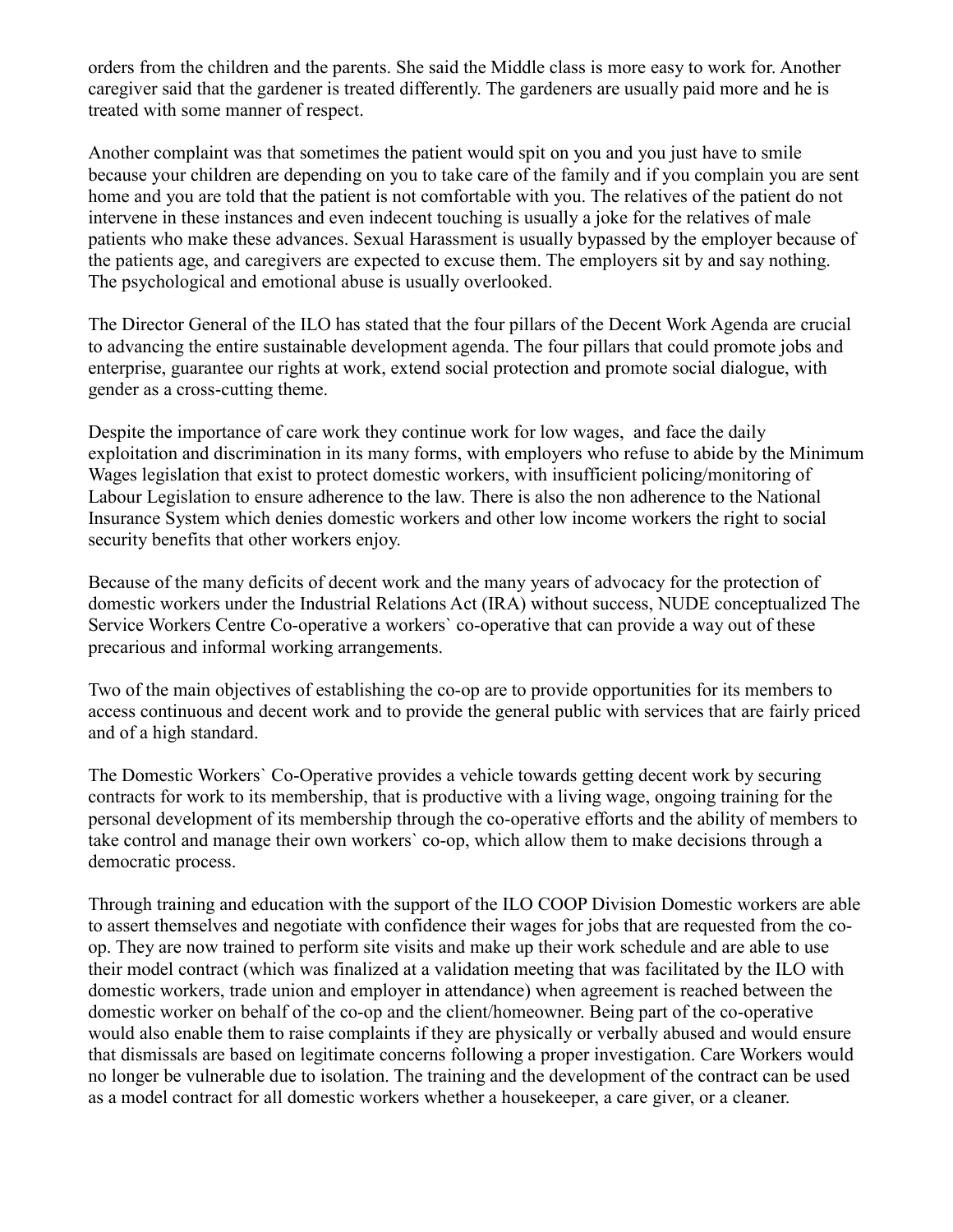orders from the children and the parents. She said the Middle class is more easy to work for. Another caregiver said that the gardener is treated differently. The gardeners are usually paid more and he is treated with some manner of respect.

Another complaint was that sometimes the patient would spit on you and you just have to smile because your children are depending on you to take care of the family and if you complain you are sent home and you are told that the patient is not comfortable with you. The relatives of the patient do not intervene in these instances and even indecent touching is usually a joke for the relatives of male patients who make these advances. Sexual Harassment is usually bypassed by the employer because of the patients age, and caregivers are expected to excuse them. The employers sit by and say nothing. The psychological and emotional abuse is usually overlooked.

The Director General of the ILO has stated that the four pillars of the Decent Work Agenda are crucial to advancing the entire sustainable development agenda. The four pillars that could promote jobs and enterprise, guarantee our rights at work, extend social protection and promote social dialogue, with gender as a cross-cutting theme.

Despite the importance of care work they continue work for low wages, and face the daily exploitation and discrimination in its many forms, with employers who refuse to abide by the Minimum Wages legislation that exist to protect domestic workers, with insufficient policing/monitoring of Labour Legislation to ensure adherence to the law. There is also the non adherence to the National Insurance System which denies domestic workers and other low income workers the right to social security benefits that other workers enjoy.

Because of the many deficits of decent work and the many years of advocacy for the protection of domestic workers under the Industrial Relations Act (IRA) without success, NUDE conceptualized The Service Workers Centre Co-operative a workers` co-operative that can provide a way out of these precarious and informal working arrangements.

Two of the main objectives of establishing the co-op are to provide opportunities for its members to access continuous and decent work and to provide the general public with services that are fairly priced and of a high standard.

The Domestic Workers` Co-Operative provides a vehicle towards getting decent work by securing contracts for work to its membership, that is productive with a living wage, ongoing training for the personal development of its membership through the co-operative efforts and the ability of members to take control and manage their own workers` co-op, which allow them to make decisions through a democratic process.

Through training and education with the support of the ILO COOP Division Domestic workers are able to assert themselves and negotiate with confidence their wages for jobs that are requested from the co-op. They are now trained to perform site visits and make up their work schedule and are able to use their model contract (which was finalized at a validation meeting that was facilitated by the ILO with domestic workers, trade union and employer in attendance) when agreement is reached between the domestic worker on behalf of the co-op and the client/homeowner. Being part of the co-operative would also enable them to raise complaints if they are physically or verbally abused and would ensure that dismissals are based on legitimate concerns following a proper investigation. Care Workers would no longer be vulnerable due to isolation. The training and the development of the contract can be used as a model contract for all domestic workers whether a housekeeper, a care giver, or a cleaner.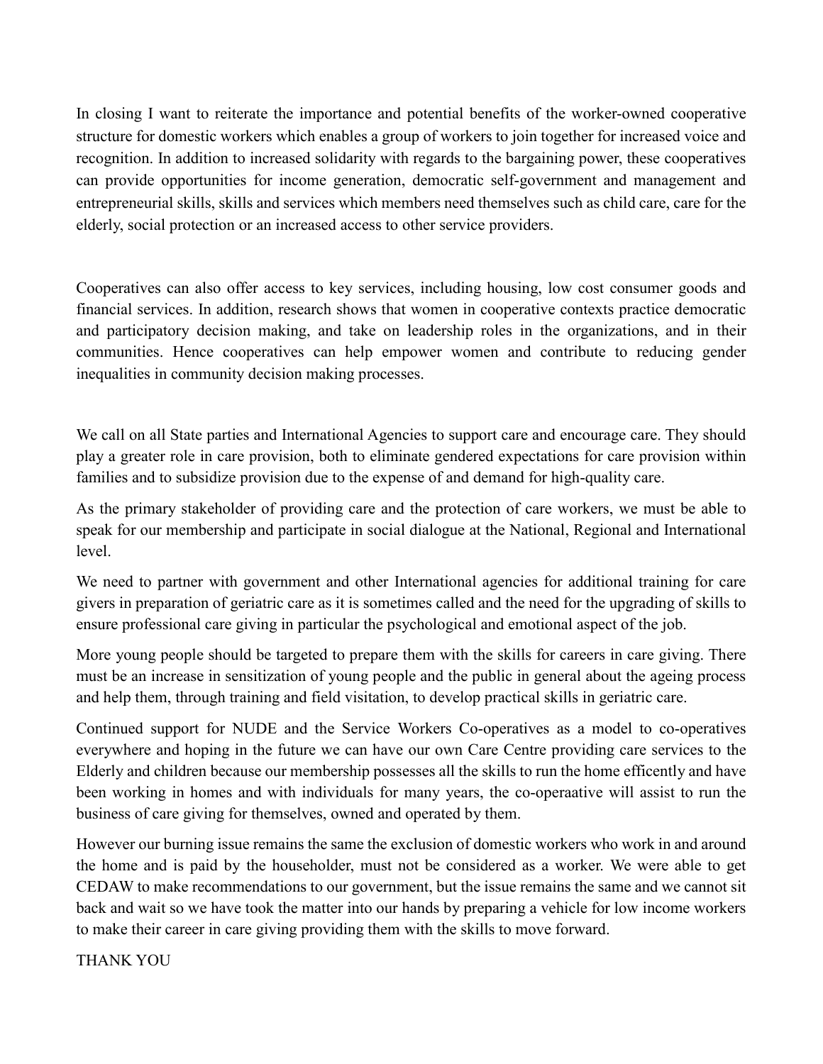In closing I want to reiterate the importance and potential benefits of the worker-owned cooperative structure for domestic workers which enables a group of workers to join together for increased voice and recognition. In addition to increased solidarity with regards to the bargaining power, these cooperatives can provide opportunities for income generation, democratic self-government and management and entrepreneurial skills, skills and services which members need themselves such as child care, care for the elderly, social protection or an increased access to other service providers.

Cooperatives can also offer access to key services, including housing, low cost consumer goods and financial services. In addition, research shows that women in cooperative contexts practice democratic and participatory decision making, and take on leadership roles in the organizations, and in their communities. Hence cooperatives can help empower women and contribute to reducing gender inequalities in community decision making processes.

We call on all State parties and International Agencies to support care and encourage care. They should play a greater role in care provision, both to eliminate gendered expectations for care provision within families and to subsidize provision due to the expense of and demand for high-quality care.

As the primary stakeholder of providing care and the protection of care workers, we must be able to speak for our membership and participate in social dialogue at the National, Regional and International level.

We need to partner with government and other International agencies for additional training for care givers in preparation of geriatric care as it is sometimes called and the need for the upgrading of skills to ensure professional care giving in particular the psychological and emotional aspect of the job.

More young people should be targeted to prepare them with the skills for careers in care giving. There must be an increase in sensitization of young people and the public in general about the ageing process and help them, through training and field visitation, to develop practical skills in geriatric care.

Continued support for NUDE and the Service Workers Co-operatives as a model to co-operatives everywhere and hoping in the future we can have our own Care Centre providing care services to the Elderly and children because our membership possesses all the skills to run the home efficently and have been working in homes and with individuals for many years, the co-operaative will assist to run the business of care giving for themselves, owned and operated by them.

However our burning issue remains the same the exclusion of domestic workers who work in and around the home and is paid by the householder, must not be considered as a worker. We were able to get CEDAW to make recommendations to our government, but the issue remains the same and we cannot sit back and wait so we have took the matter into our hands by preparing a vehicle for low income workers to make their career in care giving providing them with the skills to move forward.

THANK YOU